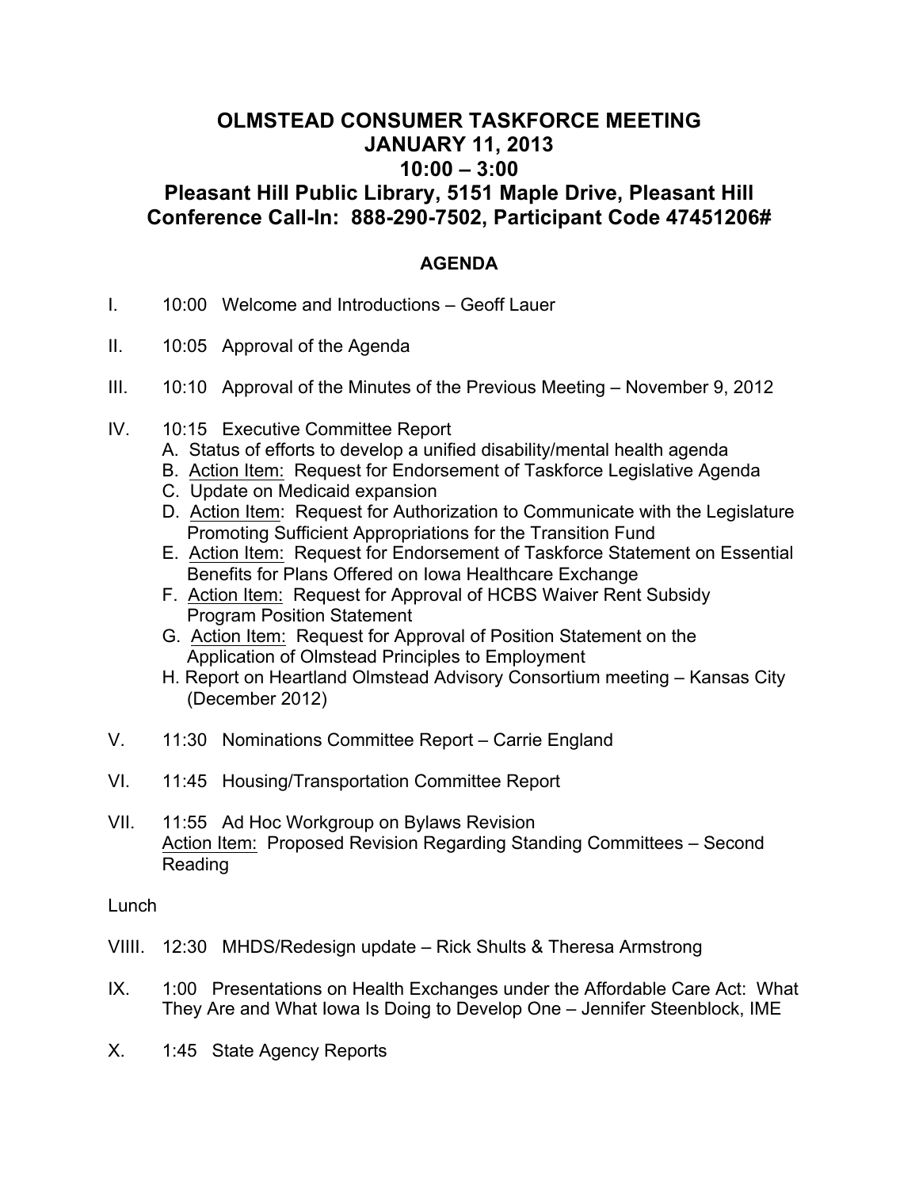# OLMSTEAD CONSUMER TASKFORCE MEETING
# JANUARY 11, 2013
# 10:00 – 3:00
# Pleasant Hill Public Library, 5151 Maple Drive, Pleasant Hill
# Conference Call-In: 888-290-7502, Participant Code 47451206#

## AGENDA

I. 10:00 Welcome and Introductions – Geoff Lauer

II. 10:05 Approval of the Agenda

III. 10:10 Approval of the Minutes of the Previous Meeting – November 9, 2012

IV. 10:15 Executive Committee Report
   - A. Status of efforts to develop a unified disability/mental health agenda
   - B. Action Item: Request for Endorsement of Taskforce Legislative Agenda
   - C. Update on Medicaid expansion
   - D. Action Item: Request for Authorization to Communicate with the Legislature Promoting Sufficient Appropriations for the Transition Fund
   - E. Action Item: Request for Endorsement of Taskforce Statement on Essential Benefits for Plans Offered on Iowa Healthcare Exchange
   - F. Action Item: Request for Approval of HCBS Waiver Rent Subsidy Program Position Statement
   - G. Action Item: Request for Approval of Position Statement on the Application of Olmstead Principles to Employment
   - H. Report on Heartland Olmstead Advisory Consortium meeting – Kansas City (December 2012)

V. 11:30 Nominations Committee Report – Carrie England

VI. 11:45 Housing/Transportation Committee Report

VII. 11:55 Ad Hoc Workgroup on Bylaws Revision
   Action Item: Proposed Revision Regarding Standing Committees – Second Reading

Lunch

VIIII. 12:30 MHDS/Redesign update – Rick Shults & Theresa Armstrong

IX. 1:00 Presentations on Health Exchanges under the Affordable Care Act: What They Are and What Iowa Is Doing to Develop One – Jennifer Steenblock, IME

X. 1:45 State Agency Reports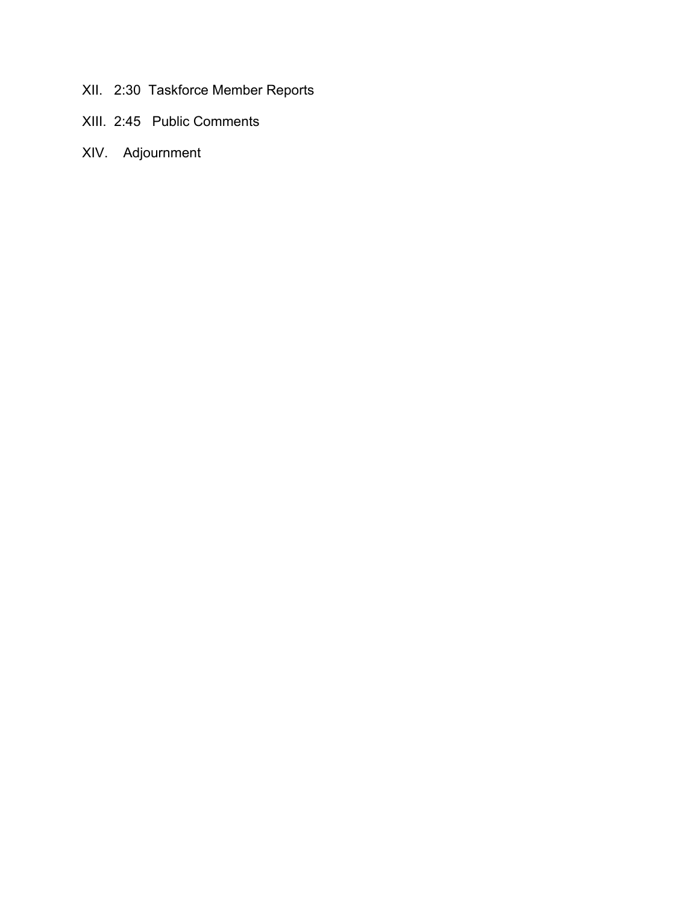XII. 2:30 Taskforce Member Reports

XIII. 2:45 Public Comments

XIV. Adjournment